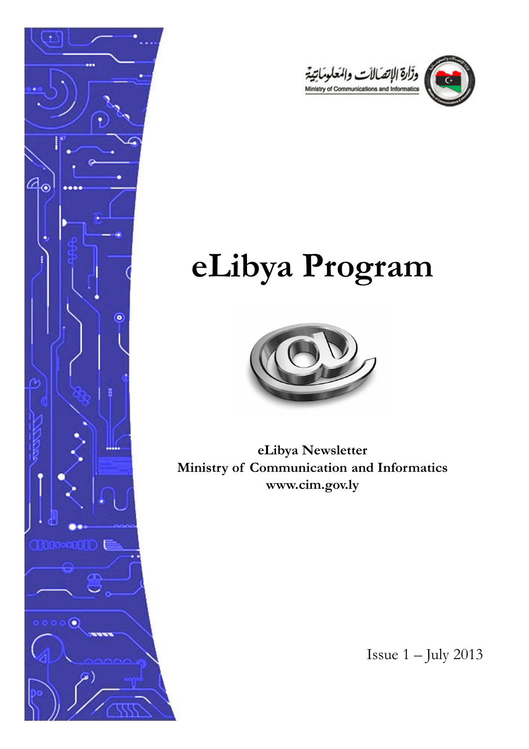وزارة الإتصالات والمعلوماتية
Ministry of Communications and Informatics

# eLibya Program

**eLibya Newsletter**
**Ministry of Communication and Informatics**
**www.cim.gov.ly**

Issue 1 – July 2013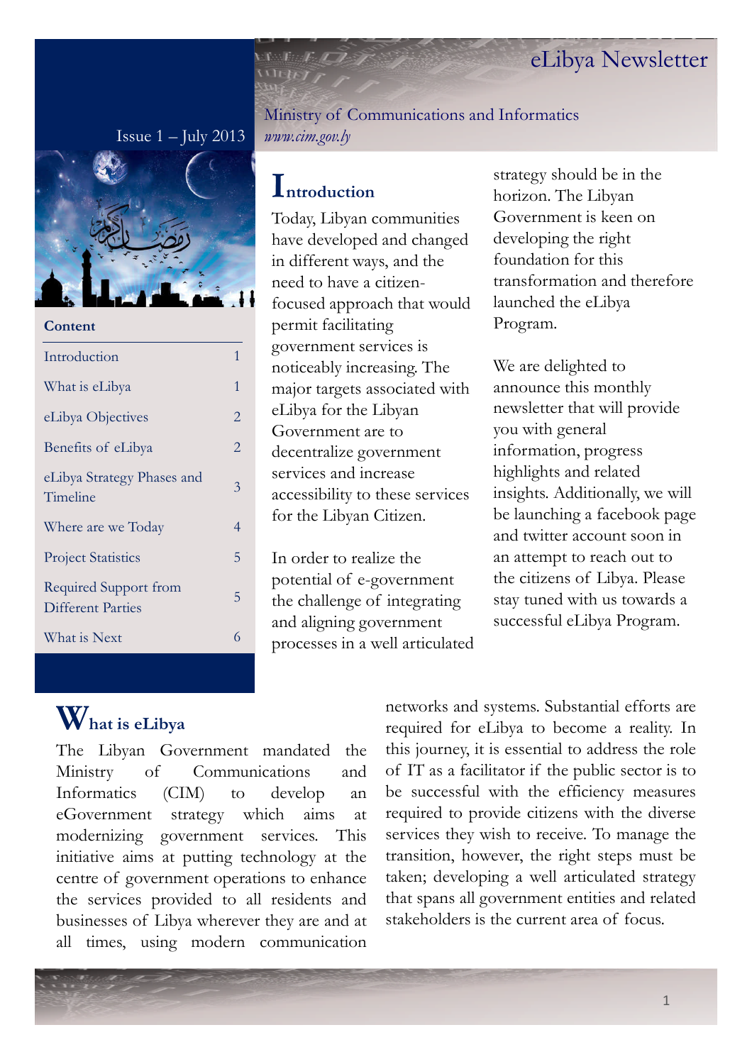# eLibya Newsletter

Ministry of Communications and Informatics
*www.cim.gov.ly*

Issue 1 – July 2013

**Content**

| | |
|---|---|
| Introduction | 1 |
| What is eLibya | 1 |
| eLibya Objectives | 2 |
| Benefits of eLibya | 2 |
| eLibya Strategy Phases and Timeline | 3 |
| Where are we Today | 4 |
| Project Statistics | 5 |
| Required Support from Different Parties | 5 |
| What is Next | 6 |

## Introduction

Today, Libyan communities have developed and changed in different ways, and the need to have a citizen-focused approach that would permit facilitating government services is noticeably increasing. The major targets associated with eLibya for the Libyan Government are to decentralize government services and increase accessibility to these services for the Libyan Citizen.

In order to realize the potential of e-government the challenge of integrating and aligning government processes in a well articulated strategy should be in the horizon. The Libyan Government is keen on developing the right foundation for this transformation and therefore launched the eLibya Program.

We are delighted to announce this monthly newsletter that will provide you with general information, progress highlights and related insights. Additionally, we will be launching a facebook page and twitter account soon in an attempt to reach out to the citizens of Libya. Please stay tuned with us towards a successful eLibya Program.

## What is eLibya

The Libyan Government mandated the Ministry of Communications and Informatics (CIM) to develop an eGovernment strategy which aims at modernizing government services. This initiative aims at putting technology at the centre of government operations to enhance the services provided to all residents and businesses of Libya wherever they are and at all times, using modern communication networks and systems. Substantial efforts are required for eLibya to become a reality. In this journey, it is essential to address the role of IT as a facilitator if the public sector is to be successful with the efficiency measures required to provide citizens with the diverse services they wish to receive. To manage the transition, however, the right steps must be taken; developing a well articulated strategy that spans all government entities and related stakeholders is the current area of focus.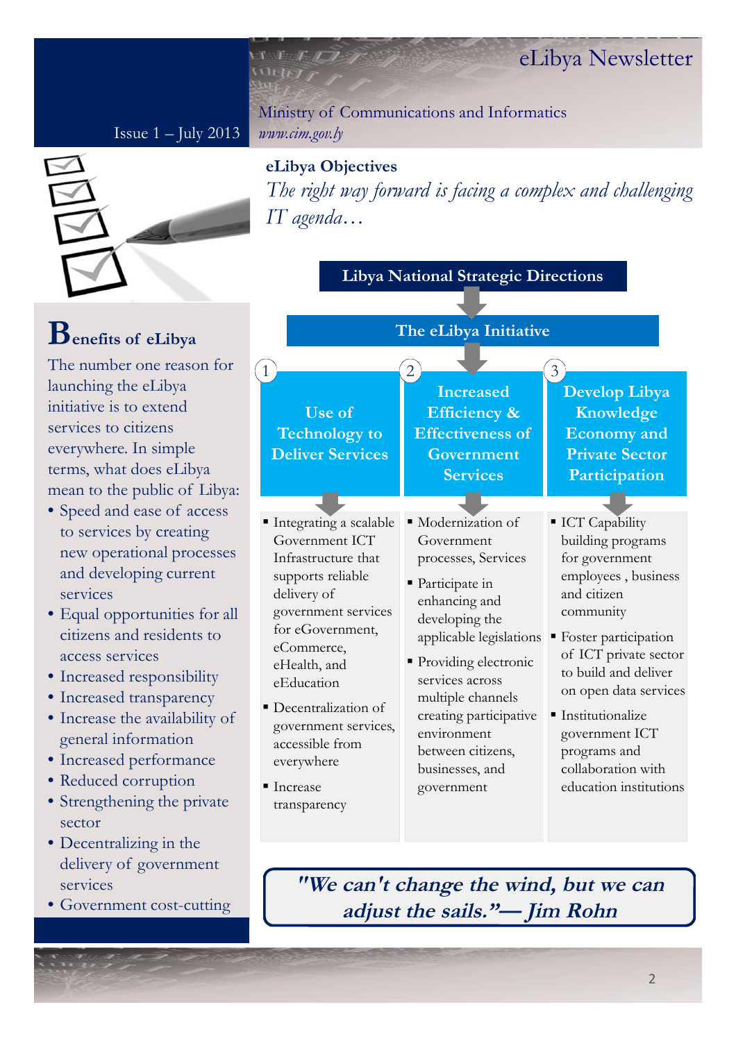# eLibya Newsletter

Issue 1 – July 2013

Ministry of Communications and Informatics
*www.cim.gov.ly*

## Benefits of eLibya

The number one reason for launching the eLibya initiative is to extend services to citizens everywhere. In simple terms, what does eLibya mean to the public of Libya:

- Speed and ease of access to services by creating new operational processes and developing current services
- Equal opportunities for all citizens and residents to access services
- Increased responsibility
- Increased transparency
- Increase the availability of general information
- Increased performance
- Reduced corruption
- Strengthening the private sector
- Decentralizing in the delivery of government services
- Government cost-cutting

## eLibya Objectives

*The right way forward is facing a complex and challenging IT agenda…*

**Libya National Strategic Directions**

**The eLibya Initiative**

**1. Use of Technology to Deliver Services**

- Integrating a scalable Government ICT Infrastructure that supports reliable delivery of government services for eGovernment, eCommerce, eHealth, and eEducation
- Decentralization of government services, accessible from everywhere
- Increase transparency

**2. Increased Efficiency & Effectiveness of Government Services**

- Modernization of Government processes, Services
- Participate in enhancing and developing the applicable legislations
- Providing electronic services across multiple channels creating participative environment between citizens, businesses, and government

**3. Develop Libya Knowledge Economy and Private Sector Participation**

- ICT Capability building programs for government employees , business and citizen community
- Foster participation of ICT private sector to build and deliver on open data services
- Institutionalize government ICT programs and collaboration with education institutions

***"We can't change the wind, but we can adjust the sails."— Jim Rohn***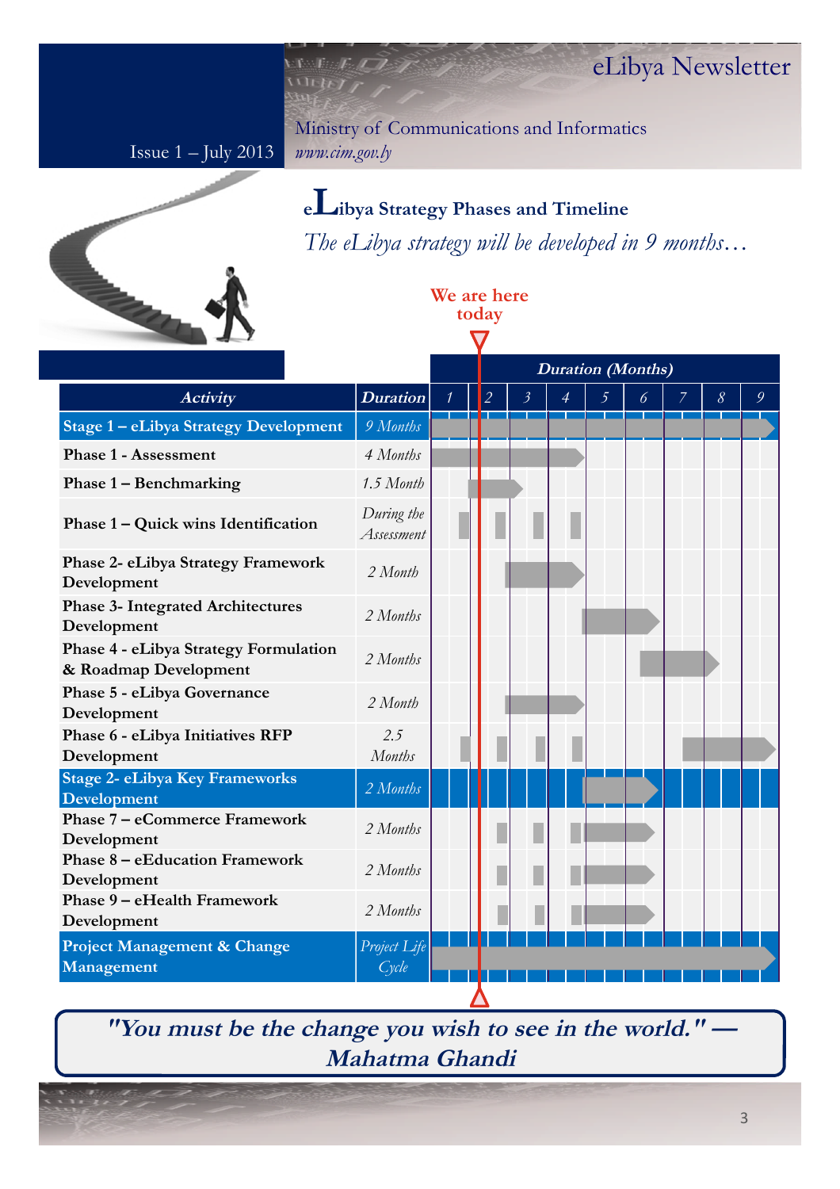## eLibya Strategy Phases and Timeline

*The eLibya strategy will be developed in 9 months…*

We are here today

| Activity | Duration |
|---|---|
| **Stage 1 – eLibya Strategy Development** | *9 Months* |
| **Phase 1 - Assessment** | *4 Months* |
| **Phase 1 – Benchmarking** | *1.5 Month* |
| **Phase 1 – Quick wins Identification** | *During the Assessment* |
| **Phase 2- eLibya Strategy Framework Development** | *2 Month* |
| **Phase 3- Integrated Architectures Development** | *2 Months* |
| **Phase 4 - eLibya Strategy Formulation & Roadmap Development** | *2 Months* |
| **Phase 5 - eLibya Governance Development** | *2 Month* |
| **Phase 6 - eLibya Initiatives RFP Development** | *2.5 Months* |
| **Stage 2- eLibya Key Frameworks Development** | *2 Months* |
| **Phase 7 – eCommerce Framework Development** | *2 Months* |
| **Phase 8 – eEducation Framework Development** | *2 Months* |
| **Phase 9 – eHealth Framework Development** | *2 Months* |
| **Project Management & Change Management** | *Project Life Cycle* |

***"You must be the change you wish to see in the world." — Mahatma Ghandi***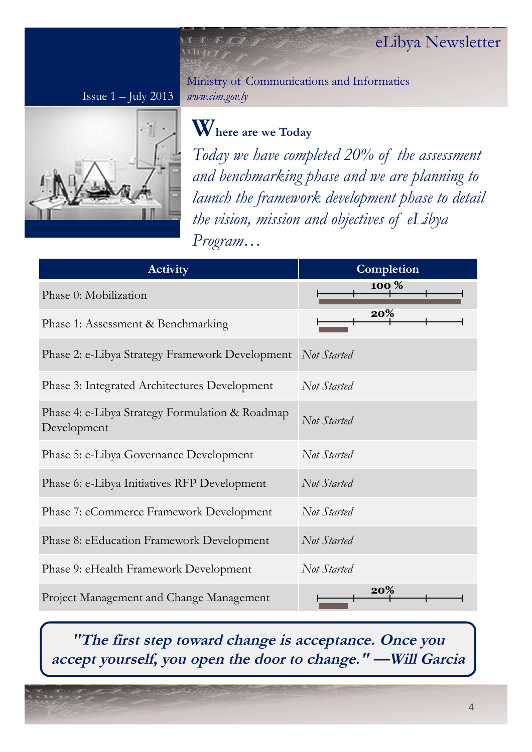eLibya Newsletter

Issue 1 – July 2013

Ministry of Communications and Informatics
*www.cim.gov.ly*

## Where are we Today

*Today we have completed 20% of the assessment and benchmarking phase and we are planning to launch the framework development phase to detail the vision, mission and objectives of eLibya Program…*

| Activity | Completion |
|---|---|
| Phase 0: Mobilization | 100 % |
| Phase 1: Assessment & Benchmarking | 20% |
| Phase 2: e-Libya Strategy Framework Development | *Not Started* |
| Phase 3: Integrated Architectures Development | *Not Started* |
| Phase 4: e-Libya Strategy Formulation & Roadmap Development | *Not Started* |
| Phase 5: e-Libya Governance Development | *Not Started* |
| Phase 6: e-Libya Initiatives RFP Development | *Not Started* |
| Phase 7: eCommerce Framework Development | *Not Started* |
| Phase 8: eEducation Framework Development | *Not Started* |
| Phase 9: eHealth Framework Development | *Not Started* |
| Project Management and Change Management | 20% |

***"The first step toward change is acceptance. Once you accept yourself, you open the door to change." —Will Garcia***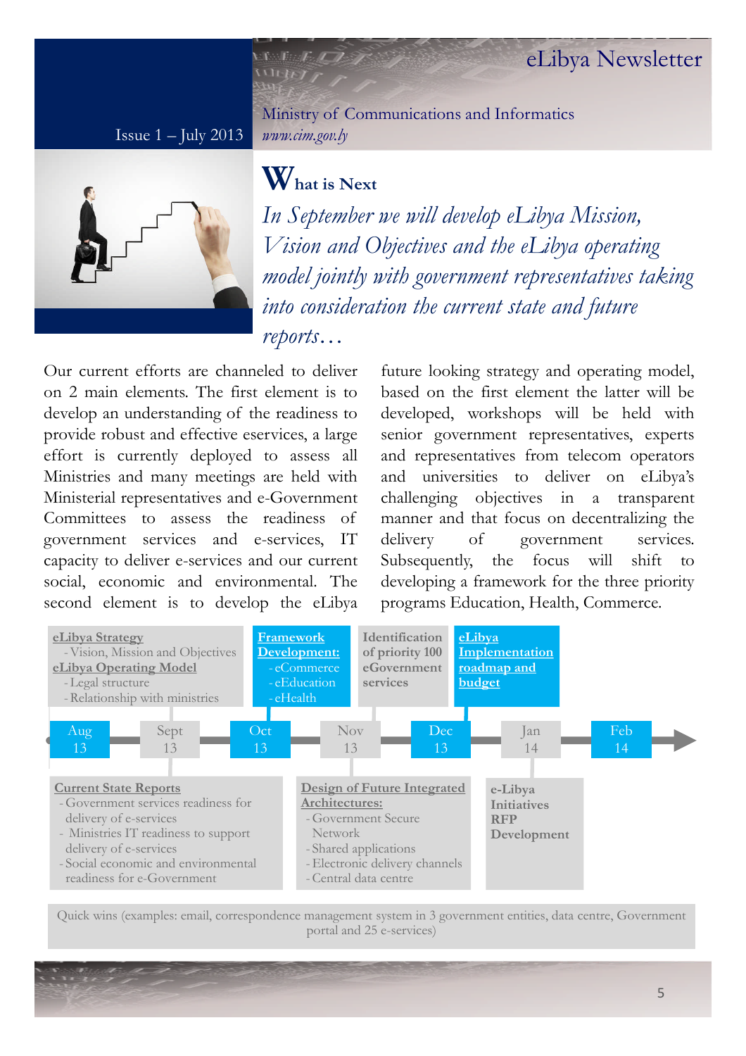# What is Next

*In September we will develop eLibya Mission, Vision and Objectives and the eLibya operating model jointly with government representatives taking into consideration the current state and future reports…*

Our current efforts are channeled to deliver on 2 main elements. The first element is to develop an understanding of the readiness to provide robust and effective eservices, a large effort is currently deployed to assess all Ministries and many meetings are held with Ministerial representatives and e-Government Committees to assess the readiness of government services and e-services, IT capacity to deliver e-services and our current social, economic and environmental. The second element is to develop the eLibya future looking strategy and operating model, based on the first element the latter will be developed, workshops will be held with senior government representatives, experts and representatives from telecom operators and universities to deliver on eLibya's challenging objectives in a transparent manner and that focus on decentralizing the delivery of government services. Subsequently, the focus will shift to developing a framework for the three priority programs Education, Health, Commerce.

**eLibya Strategy**
- Vision, Mission and Objectives

**eLibya Operating Model**
- Legal structure
- Relationship with ministries

**Framework Development:**
- eCommerce
- eEducation
- eHealth

**Identification of priority 100 eGovernment services**

**eLibya Implementation roadmap and budget**

Aug 13 | Sept 13 | Oct 13 | Nov 13 | Dec 13 | Jan 14 | Feb 14

**Current State Reports**
- Government services readiness for delivery of e-services
- Ministries IT readiness to support delivery of e-services
- Social economic and environmental readiness for e-Government

**Design of Future Integrated Architectures:**
- Government Secure Network
- Shared applications
- Electronic delivery channels
- Central data centre

**e-Libya Initiatives RFP Development**

Quick wins (examples: email, correspondence management system in 3 government entities, data centre, Government portal and 25 e-services)